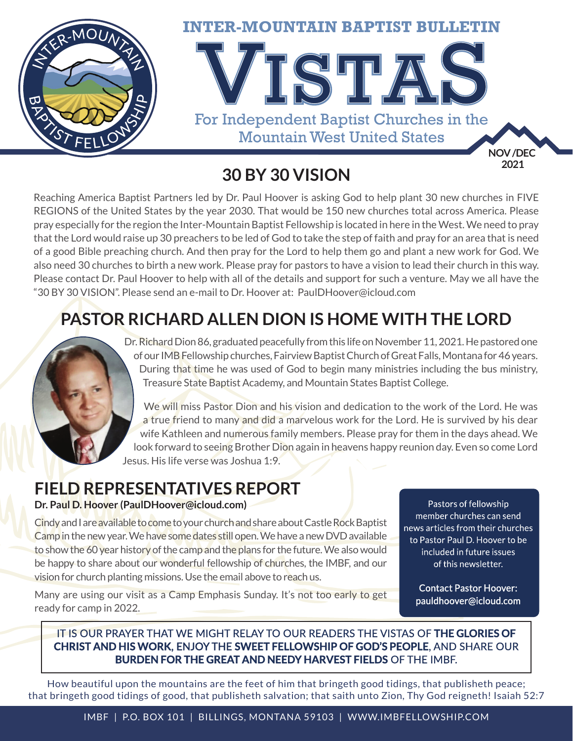INTER-MOUNTAIN BAPTIST BULLETIN

# VISTAS

For Independent Baptist Churches in the Mountain West United States

NOV /DEC 2021

## 30 BY 30 VISION

Reaching America Baptist Partners led by Dr. Paul Hoover is asking God to help plant 30 new churches in FIVE REGIONS of the United States by the year 2030. That would be 150 new churches total across America. Please pray especially for the region the Inter-Mountain Baptist Fellowship is located in here in the West. We need to pray that the Lord would raise up 30 preachers to be led of God to take the step of faith and pray for an area that is need of a good Bible preaching church. And then pray for the Lord to help them go and plant a new work for God. We also need 30 churches to birth a new work. Please pray for pastors to have a vision to lead their church in this way. Please contact Dr. Paul Hoover to help with all of the details and support for such a venture. May we all have the "30 BY 30 VISION". Please send an e-mail to Dr. Hoover at: PaulDHoover@icloud.com

## PASTOR RICHARD ALLEN DION IS HOME WITH THE LORD

Dr. Richard Dion 86, graduated peacefully from this life on November 11, 2021. He pastored one of our IMB Fellowship churches, Fairview Baptist Church of Great Falls, Montana for 46 years. During that time he was used of God to begin many ministries including the bus ministry, Treasure State Baptist Academy, and Mountain States Baptist College.

We will miss Pastor Dion and his vision and dedication to the work of the Lord. He was a true friend to many and did a marvelous work for the Lord. He is survived by his dear wife Kathleen and numerous family members. Please pray for them in the days ahead. We look forward to seeing Brother Dion again in heavens happy reunion day. Even so come Lord Jesus. His life verse was Joshua 1:9.

## FIELD REPRESENTATIVES REPORT

**Dr. Paul D. Hoover (PaulDHoover@icloud.com)**

Cindy and I are available to come to your church and share about Castle Rock Baptist Camp in the new year. We have some dates still open. We have a new DVD available to show the 60 year history of the camp and the plans for the future. We also would be happy to share about our wonderful fellowship of churches, the IMBF, and our vision for church planting missions. Use the email above to reach us.

Many are using our visit as a Camp Emphasis Sunday. It's not too early to get ready for camp in 2022.

Pastors of fellowship member churches can send news articles from their churches to Pastor Paul D. Hoover to be included in future issues of this newsletter.

**Contact Pastor Hoover: pauldhoover@icloud.com**

IT IS OUR PRAYER THAT WE MIGHT RELAY TO OUR READERS THE VISTAS OF **THE GLORIES OF CHRIST AND HIS WORK**, ENJOY THE **SWEET FELLOWSHIP OF GOD'S PEOPLE**, AND SHARE OUR **BURDEN FOR THE GREAT AND NEEDY HARVEST FIELDS** OF THE IMBF.

How beautiful upon the mountains are the feet of him that bringeth good tidings, that publisheth peace; that bringeth good tidings of good, that publisheth salvation; that saith unto Zion, Thy God reigneth! Isaiah 52:7

IMBF | P.O. BOX 101 | BILLINGS, MONTANA 59103 | WWW.IMBFELLOWSHIP.COM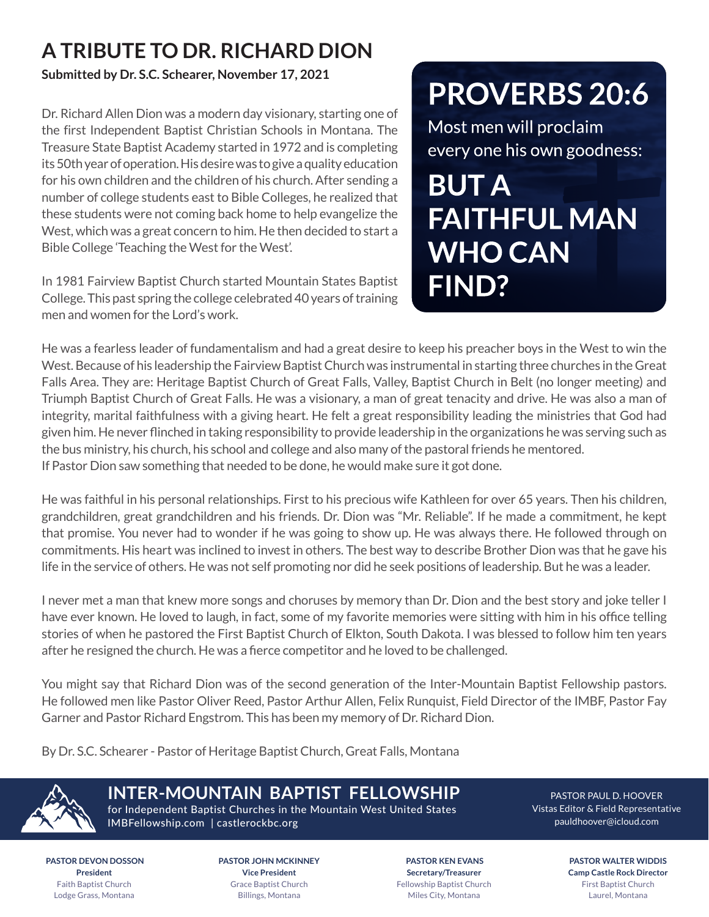# A TRIBUTE TO DR. RICHARD DION

**Submitted by Dr. S.C. Schearer, November 17, 2021**

Dr. Richard Allen Dion was a modern day visionary, starting one of the first Independent Baptist Christian Schools in Montana. The Treasure State Baptist Academy started in 1972 and is completing its 50th year of operation. His desire was to give a quality education for his own children and the children of his church. After sending a number of college students east to Bible Colleges, he realized that these students were not coming back home to help evangelize the West, which was a great concern to him. He then decided to start a Bible College 'Teaching the West for the West'.

In 1981 Fairview Baptist Church started Mountain States Baptist College. This past spring the college celebrated 40 years of training men and women for the Lord's work.

## PROVERBS 20:6

Most men will proclaim every one his own goodness:

**BUT A FAITHFUL MAN WHO CAN FIND?**

He was a fearless leader of fundamentalism and had a great desire to keep his preacher boys in the West to win the West. Because of his leadership the Fairview Baptist Church was instrumental in starting three churches in the Great Falls Area. They are: Heritage Baptist Church of Great Falls, Valley, Baptist Church in Belt (no longer meeting) and Triumph Baptist Church of Great Falls. He was a visionary, a man of great tenacity and drive. He was also a man of integrity, marital faithfulness with a giving heart. He felt a great responsibility leading the ministries that God had given him. He never flinched in taking responsibility to provide leadership in the organizations he was serving such as the bus ministry, his church, his school and college and also many of the pastoral friends he mentored.
If Pastor Dion saw something that needed to be done, he would make sure it got done.

He was faithful in his personal relationships. First to his precious wife Kathleen for over 65 years. Then his children, grandchildren, great grandchildren and his friends. Dr. Dion was "Mr. Reliable". If he made a commitment, he kept that promise. You never had to wonder if he was going to show up. He was always there. He followed through on commitments. His heart was inclined to invest in others. The best way to describe Brother Dion was that he gave his life in the service of others. He was not self promoting nor did he seek positions of leadership. But he was a leader.

I never met a man that knew more songs and choruses by memory than Dr. Dion and the best story and joke teller I have ever known. He loved to laugh, in fact, some of my favorite memories were sitting with him in his office telling stories of when he pastored the First Baptist Church of Elkton, South Dakota. I was blessed to follow him ten years after he resigned the church. He was a fierce competitor and he loved to be challenged.

You might say that Richard Dion was of the second generation of the Inter-Mountain Baptist Fellowship pastors. He followed men like Pastor Oliver Reed, Pastor Arthur Allen, Felix Runquist, Field Director of the IMBF, Pastor Fay Garner and Pastor Richard Engstrom. This has been my memory of Dr. Richard Dion.

By Dr. S.C. Schearer - Pastor of Heritage Baptist Church, Great Falls, Montana

**INTER-MOUNTAIN BAPTIST FELLOWSHIP**
for Independent Baptist Churches in the Mountain West United States
IMBFellowship.com | castlerockbc.org

PASTOR PAUL D. HOOVER
Vistas Editor & Field Representative
pauldhoover@icloud.com

**PASTOR DEVON DOSSON**
**President**
Faith Baptist Church
Lodge Grass, Montana

**PASTOR JOHN MCKINNEY**
**Vice President**
Grace Baptist Church
Billings, Montana

**PASTOR KEN EVANS**
**Secretary/Treasurer**
Fellowship Baptist Church
Miles City, Montana

**PASTOR WALTER WIDDIS**
**Camp Castle Rock Director**
First Baptist Church
Laurel, Montana